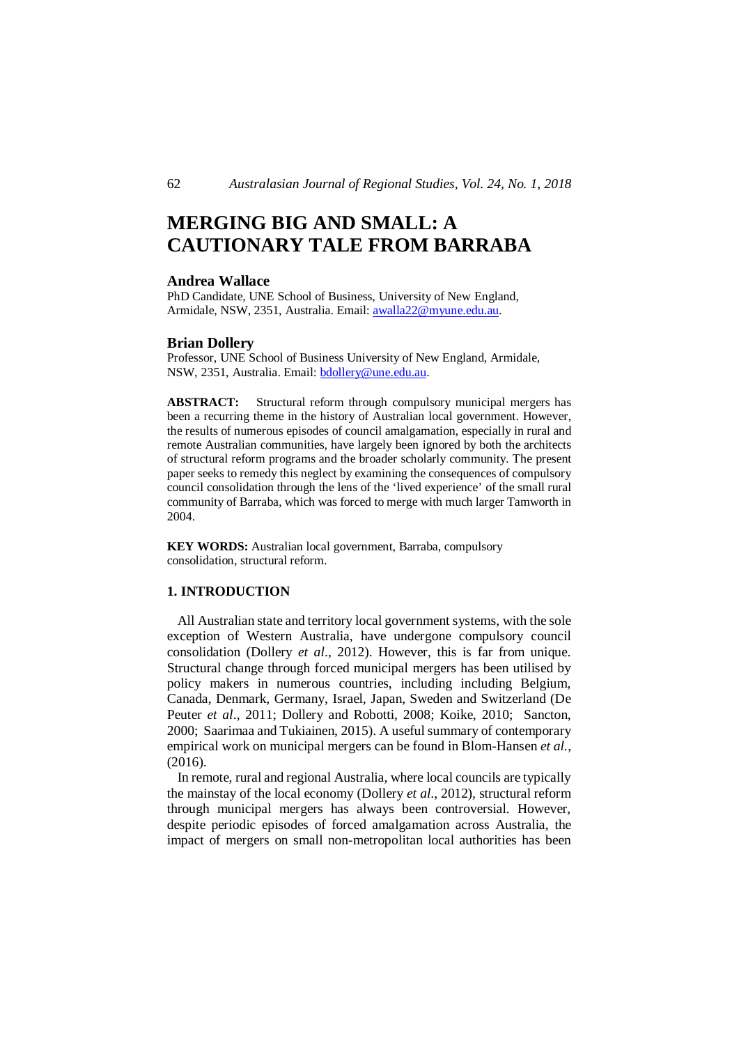# MERGING BIG AND SMALL: A CAUTIONARY TALE FROM BARRABA

**Andrea Wallace**

PhD Candidate, UNE School of Business, University of New England, Armidale, NSW, 2351, Australia. Email: awalla22@myune.edu.au.

**Brian Dollery**

Professor, UNE School of Business University of New England, Armidale, NSW, 2351, Australia. Email: bdollery@une.edu.au.

**ABSTRACT:** Structural reform through compulsory municipal mergers has been a recurring theme in the history of Australian local government. However, the results of numerous episodes of council amalgamation, especially in rural and remote Australian communities, have largely been ignored by both the architects of structural reform programs and the broader scholarly community. The present paper seeks to remedy this neglect by examining the consequences of compulsory council consolidation through the lens of the 'lived experience' of the small rural community of Barraba, which was forced to merge with much larger Tamworth in 2004.

**KEY WORDS:** Australian local government, Barraba, compulsory consolidation, structural reform.

## 1. INTRODUCTION

All Australian state and territory local government systems, with the sole exception of Western Australia, have undergone compulsory council consolidation (Dollery *et al*., 2012). However, this is far from unique. Structural change through forced municipal mergers has been utilised by policy makers in numerous countries, including including Belgium, Canada, Denmark, Germany, Israel, Japan, Sweden and Switzerland (De Peuter *et al*., 2011; Dollery and Robotti, 2008; Koike, 2010; Sancton, 2000; Saarimaa and Tukiainen, 2015). A useful summary of contemporary empirical work on municipal mergers can be found in Blom-Hansen *et al.*, (2016).

In remote, rural and regional Australia, where local councils are typically the mainstay of the local economy (Dollery *et al*., 2012), structural reform through municipal mergers has always been controversial. However, despite periodic episodes of forced amalgamation across Australia, the impact of mergers on small non-metropolitan local authorities has been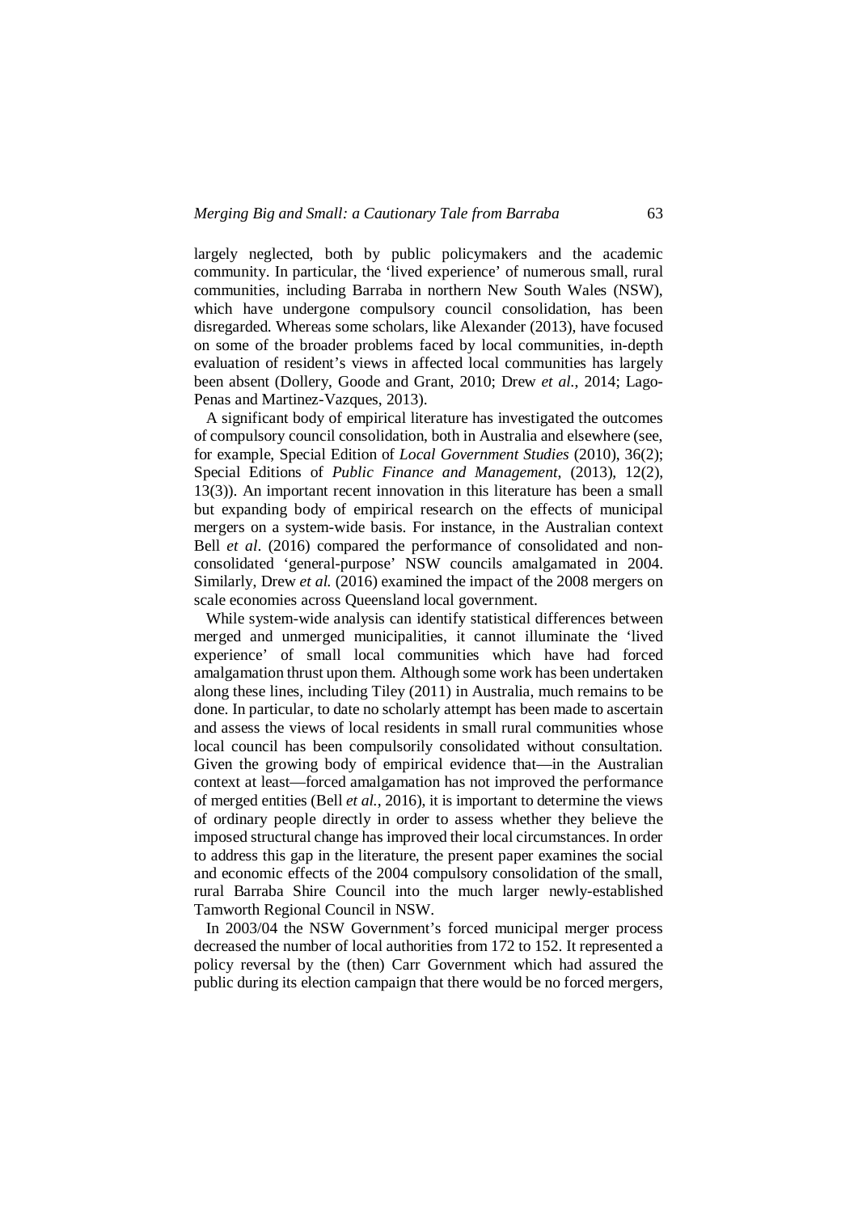largely neglected, both by public policymakers and the academic community. In particular, the 'lived experience' of numerous small, rural communities, including Barraba in northern New South Wales (NSW), which have undergone compulsory council consolidation, has been disregarded. Whereas some scholars, like Alexander (2013), have focused on some of the broader problems faced by local communities, in-depth evaluation of resident's views in affected local communities has largely been absent (Dollery, Goode and Grant, 2010; Drew *et al.*, 2014; Lago-Penas and Martinez-Vazques, 2013).

A significant body of empirical literature has investigated the outcomes of compulsory council consolidation, both in Australia and elsewhere (see, for example, Special Edition of *Local Government Studies* (2010), 36(2); Special Editions of *Public Finance and Management*, (2013), 12(2), 13(3)). An important recent innovation in this literature has been a small but expanding body of empirical research on the effects of municipal mergers on a system-wide basis. For instance, in the Australian context Bell *et al*. (2016) compared the performance of consolidated and non-consolidated 'general-purpose' NSW councils amalgamated in 2004. Similarly, Drew *et al.* (2016) examined the impact of the 2008 mergers on scale economies across Queensland local government.

While system-wide analysis can identify statistical differences between merged and unmerged municipalities, it cannot illuminate the 'lived experience' of small local communities which have had forced amalgamation thrust upon them. Although some work has been undertaken along these lines, including Tiley (2011) in Australia, much remains to be done. In particular, to date no scholarly attempt has been made to ascertain and assess the views of local residents in small rural communities whose local council has been compulsorily consolidated without consultation. Given the growing body of empirical evidence that—in the Australian context at least—forced amalgamation has not improved the performance of merged entities (Bell *et al.*, 2016), it is important to determine the views of ordinary people directly in order to assess whether they believe the imposed structural change has improved their local circumstances. In order to address this gap in the literature, the present paper examines the social and economic effects of the 2004 compulsory consolidation of the small, rural Barraba Shire Council into the much larger newly-established Tamworth Regional Council in NSW.

In 2003/04 the NSW Government's forced municipal merger process decreased the number of local authorities from 172 to 152. It represented a policy reversal by the (then) Carr Government which had assured the public during its election campaign that there would be no forced mergers,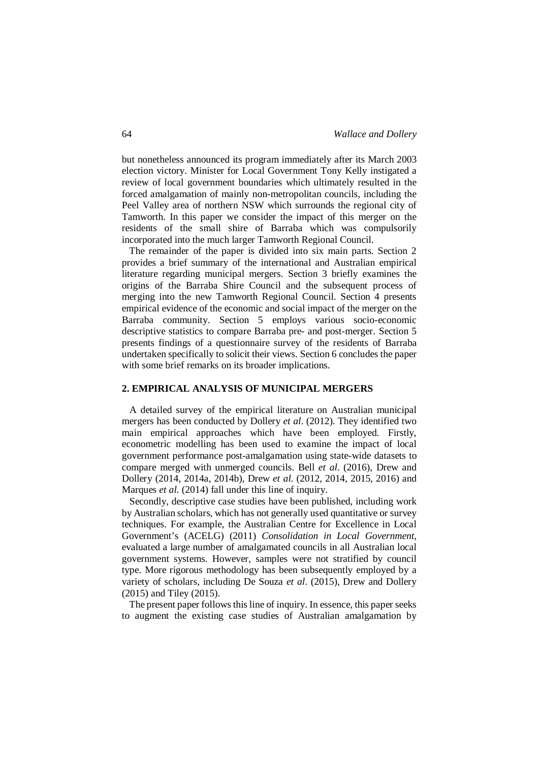but nonetheless announced its program immediately after its March 2003 election victory. Minister for Local Government Tony Kelly instigated a review of local government boundaries which ultimately resulted in the forced amalgamation of mainly non-metropolitan councils, including the Peel Valley area of northern NSW which surrounds the regional city of Tamworth. In this paper we consider the impact of this merger on the residents of the small shire of Barraba which was compulsorily incorporated into the much larger Tamworth Regional Council.

The remainder of the paper is divided into six main parts. Section 2 provides a brief summary of the international and Australian empirical literature regarding municipal mergers. Section 3 briefly examines the origins of the Barraba Shire Council and the subsequent process of merging into the new Tamworth Regional Council. Section 4 presents empirical evidence of the economic and social impact of the merger on the Barraba community. Section 5 employs various socio-economic descriptive statistics to compare Barraba pre- and post-merger. Section 5 presents findings of a questionnaire survey of the residents of Barraba undertaken specifically to solicit their views. Section 6 concludes the paper with some brief remarks on its broader implications.

## 2. EMPIRICAL ANALYSIS OF MUNICIPAL MERGERS

A detailed survey of the empirical literature on Australian municipal mergers has been conducted by Dollery *et al*. (2012). They identified two main empirical approaches which have been employed. Firstly, econometric modelling has been used to examine the impact of local government performance post-amalgamation using state-wide datasets to compare merged with unmerged councils. Bell *et al*. (2016), Drew and Dollery (2014, 2014a, 2014b), Drew *et al*. (2012, 2014, 2015, 2016) and Marques *et al*. (2014) fall under this line of inquiry.

Secondly, descriptive case studies have been published, including work by Australian scholars, which has not generally used quantitative or survey techniques. For example, the Australian Centre for Excellence in Local Government's (ACELG) (2011) *Consolidation in Local Government*, evaluated a large number of amalgamated councils in all Australian local government systems. However, samples were not stratified by council type. More rigorous methodology has been subsequently employed by a variety of scholars, including De Souza *et al*. (2015), Drew and Dollery (2015) and Tiley (2015).

The present paper follows this line of inquiry. In essence, this paper seeks to augment the existing case studies of Australian amalgamation by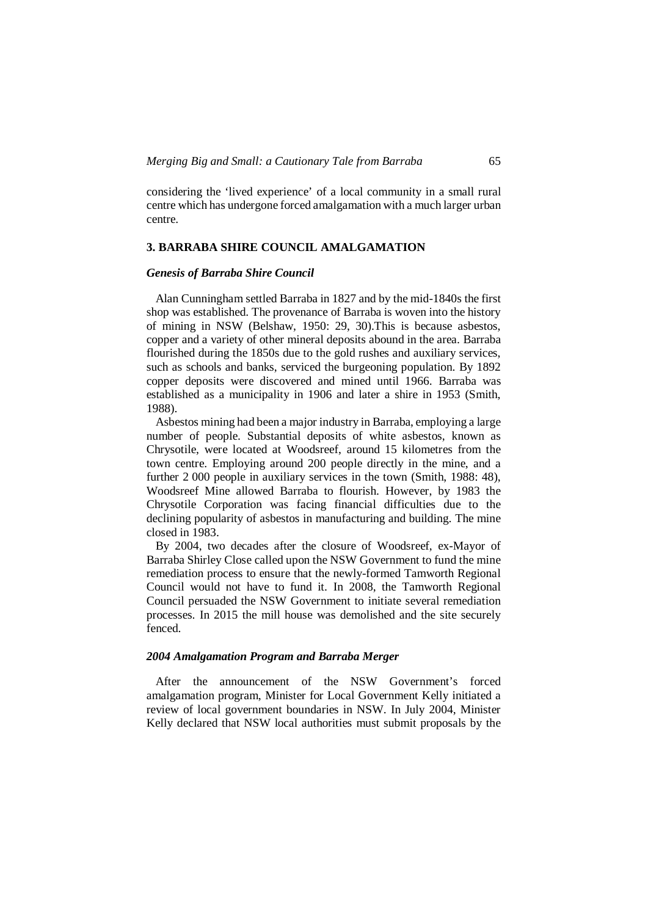considering the 'lived experience' of a local community in a small rural centre which has undergone forced amalgamation with a much larger urban centre.

## 3. BARRABA SHIRE COUNCIL AMALGAMATION

### *Genesis of Barraba Shire Council*

Alan Cunningham settled Barraba in 1827 and by the mid-1840s the first shop was established. The provenance of Barraba is woven into the history of mining in NSW (Belshaw, 1950: 29, 30).This is because asbestos, copper and a variety of other mineral deposits abound in the area. Barraba flourished during the 1850s due to the gold rushes and auxiliary services, such as schools and banks, serviced the burgeoning population. By 1892 copper deposits were discovered and mined until 1966. Barraba was established as a municipality in 1906 and later a shire in 1953 (Smith, 1988).

Asbestos mining had been a major industry in Barraba, employing a large number of people. Substantial deposits of white asbestos, known as Chrysotile, were located at Woodsreef, around 15 kilometres from the town centre. Employing around 200 people directly in the mine, and a further 2 000 people in auxiliary services in the town (Smith, 1988: 48), Woodsreef Mine allowed Barraba to flourish. However, by 1983 the Chrysotile Corporation was facing financial difficulties due to the declining popularity of asbestos in manufacturing and building. The mine closed in 1983.

By 2004, two decades after the closure of Woodsreef, ex-Mayor of Barraba Shirley Close called upon the NSW Government to fund the mine remediation process to ensure that the newly-formed Tamworth Regional Council would not have to fund it. In 2008, the Tamworth Regional Council persuaded the NSW Government to initiate several remediation processes. In 2015 the mill house was demolished and the site securely fenced.

### *2004 Amalgamation Program and Barraba Merger*

After the announcement of the NSW Government's forced amalgamation program, Minister for Local Government Kelly initiated a review of local government boundaries in NSW. In July 2004, Minister Kelly declared that NSW local authorities must submit proposals by the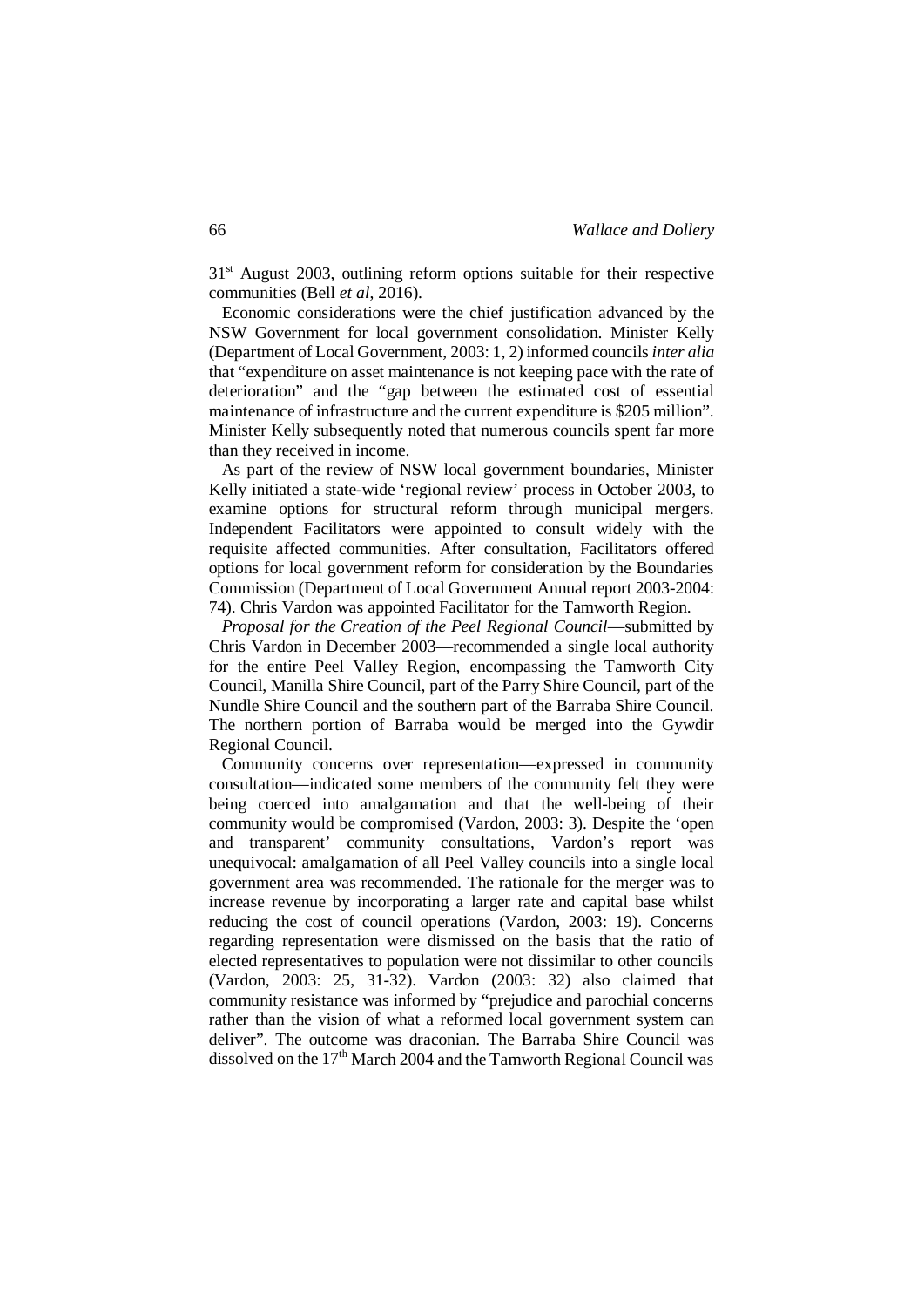31st August 2003, outlining reform options suitable for their respective communities (Bell *et al*, 2016).

Economic considerations were the chief justification advanced by the NSW Government for local government consolidation. Minister Kelly (Department of Local Government, 2003: 1, 2) informed councils *inter alia* that "expenditure on asset maintenance is not keeping pace with the rate of deterioration" and the "gap between the estimated cost of essential maintenance of infrastructure and the current expenditure is $205 million". Minister Kelly subsequently noted that numerous councils spent far more than they received in income.

As part of the review of NSW local government boundaries, Minister Kelly initiated a state-wide 'regional review' process in October 2003, to examine options for structural reform through municipal mergers. Independent Facilitators were appointed to consult widely with the requisite affected communities. After consultation, Facilitators offered options for local government reform for consideration by the Boundaries Commission (Department of Local Government Annual report 2003-2004: 74). Chris Vardon was appointed Facilitator for the Tamworth Region.

*Proposal for the Creation of the Peel Regional Council*—submitted by Chris Vardon in December 2003—recommended a single local authority for the entire Peel Valley Region, encompassing the Tamworth City Council, Manilla Shire Council, part of the Parry Shire Council, part of the Nundle Shire Council and the southern part of the Barraba Shire Council. The northern portion of Barraba would be merged into the Gywdir Regional Council.

Community concerns over representation—expressed in community consultation—indicated some members of the community felt they were being coerced into amalgamation and that the well-being of their community would be compromised (Vardon, 2003: 3). Despite the 'open and transparent' community consultations, Vardon's report was unequivocal: amalgamation of all Peel Valley councils into a single local government area was recommended. The rationale for the merger was to increase revenue by incorporating a larger rate and capital base whilst reducing the cost of council operations (Vardon, 2003: 19). Concerns regarding representation were dismissed on the basis that the ratio of elected representatives to population were not dissimilar to other councils (Vardon, 2003: 25, 31-32). Vardon (2003: 32) also claimed that community resistance was informed by "prejudice and parochial concerns rather than the vision of what a reformed local government system can deliver". The outcome was draconian. The Barraba Shire Council was dissolved on the 17th March 2004 and the Tamworth Regional Council was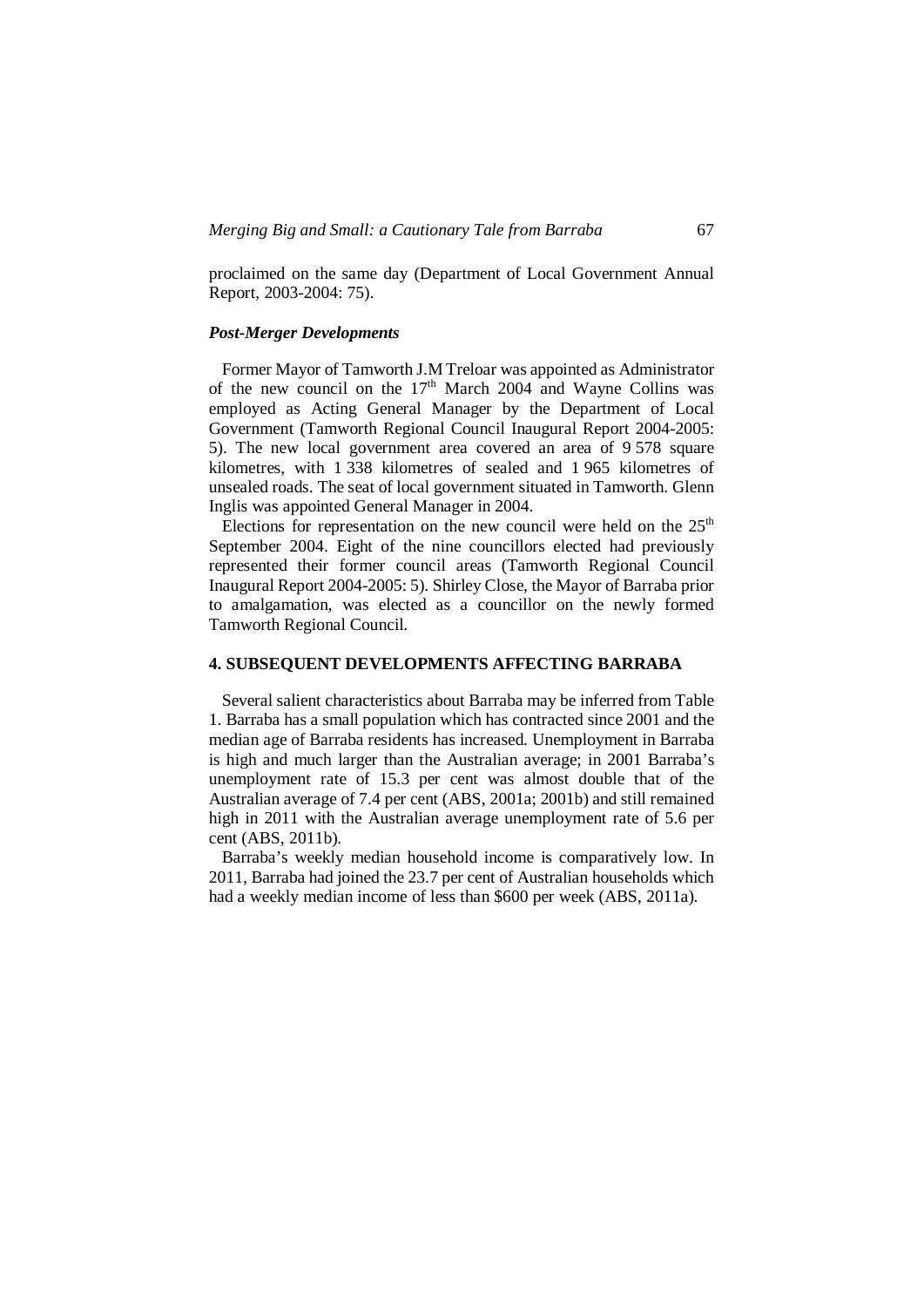proclaimed on the same day (Department of Local Government Annual Report, 2003-2004: 75).

### *Post-Merger Developments*

Former Mayor of Tamworth J.M Treloar was appointed as Administrator of the new council on the 17th March 2004 and Wayne Collins was employed as Acting General Manager by the Department of Local Government (Tamworth Regional Council Inaugural Report 2004-2005: 5). The new local government area covered an area of 9 578 square kilometres, with 1 338 kilometres of sealed and 1 965 kilometres of unsealed roads. The seat of local government situated in Tamworth. Glenn Inglis was appointed General Manager in 2004.

Elections for representation on the new council were held on the 25th September 2004. Eight of the nine councillors elected had previously represented their former council areas (Tamworth Regional Council Inaugural Report 2004-2005: 5). Shirley Close, the Mayor of Barraba prior to amalgamation, was elected as a councillor on the newly formed Tamworth Regional Council.

## 4. SUBSEQUENT DEVELOPMENTS AFFECTING BARRABA

Several salient characteristics about Barraba may be inferred from Table 1. Barraba has a small population which has contracted since 2001 and the median age of Barraba residents has increased. Unemployment in Barraba is high and much larger than the Australian average; in 2001 Barraba's unemployment rate of 15.3 per cent was almost double that of the Australian average of 7.4 per cent (ABS, 2001a; 2001b) and still remained high in 2011 with the Australian average unemployment rate of 5.6 per cent (ABS, 2011b).

Barraba's weekly median household income is comparatively low. In 2011, Barraba had joined the 23.7 per cent of Australian households which had a weekly median income of less than $600 per week (ABS, 2011a).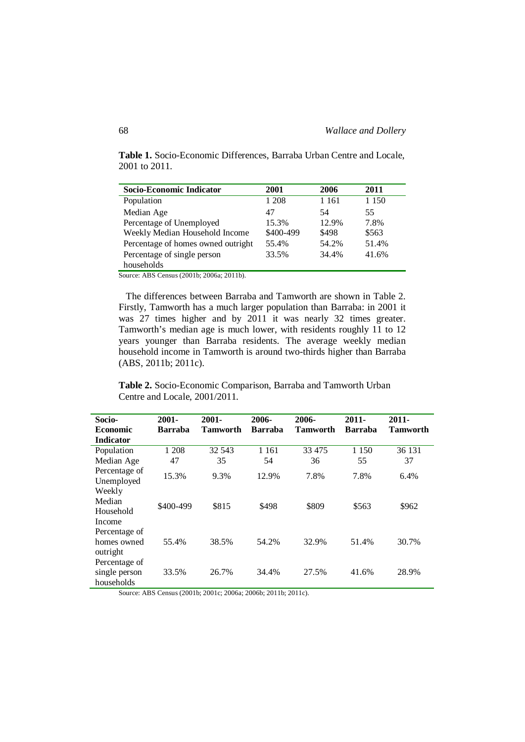**Table 1.** Socio-Economic Differences, Barraba Urban Centre and Locale, 2001 to 2011.

| Socio-Economic Indicator | 2001 | 2006 | 2011 |
|---|---|---|---|
| Population | 1 208 | 1 161 | 1 150 |
| Median Age | 47 | 54 | 55 |
| Percentage of Unemployed | 15.3% | 12.9% | 7.8% |
| Weekly Median Household Income | $400-499 | $498 | $563 |
| Percentage of homes owned outright | 55.4% | 54.2% | 51.4% |
| Percentage of single person households | 33.5% | 34.4% | 41.6% |

Source: ABS Census (2001b; 2006a; 2011b).

The differences between Barraba and Tamworth are shown in Table 2. Firstly, Tamworth has a much larger population than Barraba: in 2001 it was 27 times higher and by 2011 it was nearly 32 times greater. Tamworth's median age is much lower, with residents roughly 11 to 12 years younger than Barraba residents. The average weekly median household income in Tamworth is around two-thirds higher than Barraba (ABS, 2011b; 2011c).

**Table 2.** Socio-Economic Comparison, Barraba and Tamworth Urban Centre and Locale, 2001/2011.

| Socio-Economic Indicator | 2001-Barraba | 2001-Tamworth | 2006-Barraba | 2006-Tamworth | 2011-Barraba | 2011-Tamworth |
|---|---|---|---|---|---|---|
| Population | 1 208 | 32 543 | 1 161 | 33 475 | 1 150 | 36 131 |
| Median Age | 47 | 35 | 54 | 36 | 55 | 37 |
| Percentage of Unemployed | 15.3% | 9.3% | 12.9% | 7.8% | 7.8% | 6.4% |
| Weekly Median Household Income | $400-499 | $815 | $498 | $809 | $563 | $962 |
| Percentage of homes owned outright | 55.4% | 38.5% | 54.2% | 32.9% | 51.4% | 30.7% |
| Percentage of single person households | 33.5% | 26.7% | 34.4% | 27.5% | 41.6% | 28.9% |

Source: ABS Census (2001b; 2001c; 2006a; 2006b; 2011b; 2011c).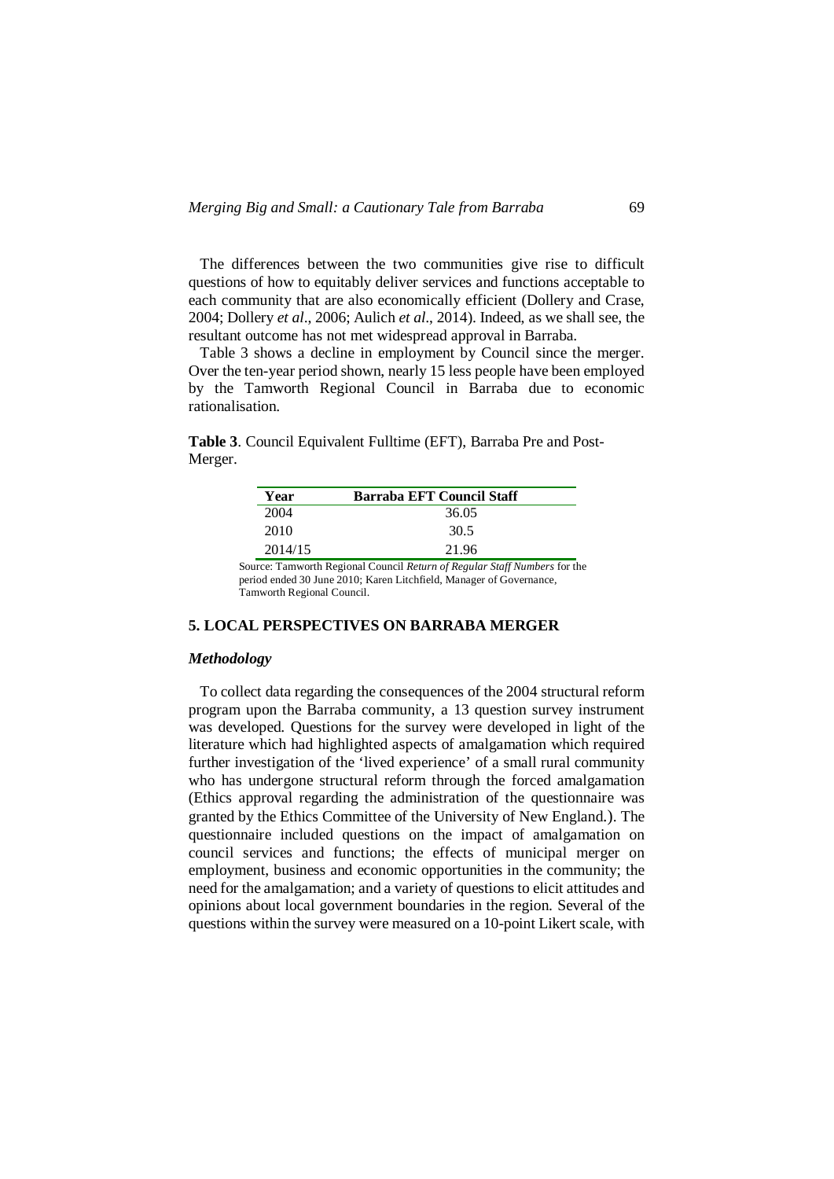The differences between the two communities give rise to difficult questions of how to equitably deliver services and functions acceptable to each community that are also economically efficient (Dollery and Crase, 2004; Dollery *et al*., 2006; Aulich *et al*., 2014). Indeed, as we shall see, the resultant outcome has not met widespread approval in Barraba.

Table 3 shows a decline in employment by Council since the merger. Over the ten-year period shown, nearly 15 less people have been employed by the Tamworth Regional Council in Barraba due to economic rationalisation.

**Table 3**. Council Equivalent Fulltime (EFT), Barraba Pre and Post-Merger.

| Year | Barraba EFT Council Staff |
|---|---|
| 2004 | 36.05 |
| 2010 | 30.5 |
| 2014/15 | 21.96 |

Source: Tamworth Regional Council *Return of Regular Staff Numbers* for the period ended 30 June 2010; Karen Litchfield, Manager of Governance, Tamworth Regional Council.

## 5. LOCAL PERSPECTIVES ON BARRABA MERGER

### *Methodology*

To collect data regarding the consequences of the 2004 structural reform program upon the Barraba community, a 13 question survey instrument was developed. Questions for the survey were developed in light of the literature which had highlighted aspects of amalgamation which required further investigation of the 'lived experience' of a small rural community who has undergone structural reform through the forced amalgamation (Ethics approval regarding the administration of the questionnaire was granted by the Ethics Committee of the University of New England.). The questionnaire included questions on the impact of amalgamation on council services and functions; the effects of municipal merger on employment, business and economic opportunities in the community; the need for the amalgamation; and a variety of questions to elicit attitudes and opinions about local government boundaries in the region. Several of the questions within the survey were measured on a 10-point Likert scale, with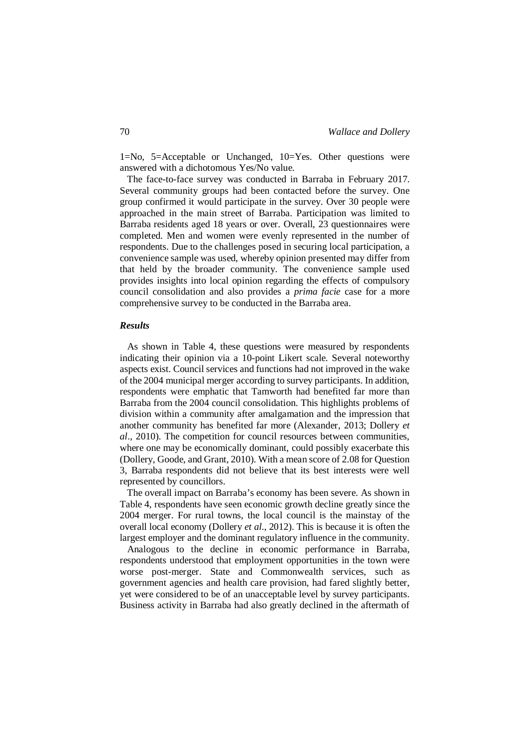1=No, 5=Acceptable or Unchanged, 10=Yes. Other questions were answered with a dichotomous Yes/No value.

The face-to-face survey was conducted in Barraba in February 2017. Several community groups had been contacted before the survey. One group confirmed it would participate in the survey. Over 30 people were approached in the main street of Barraba. Participation was limited to Barraba residents aged 18 years or over. Overall, 23 questionnaires were completed. Men and women were evenly represented in the number of respondents. Due to the challenges posed in securing local participation, a convenience sample was used, whereby opinion presented may differ from that held by the broader community. The convenience sample used provides insights into local opinion regarding the effects of compulsory council consolidation and also provides a *prima facie* case for a more comprehensive survey to be conducted in the Barraba area.

### *Results*

As shown in Table 4, these questions were measured by respondents indicating their opinion via a 10-point Likert scale. Several noteworthy aspects exist. Council services and functions had not improved in the wake of the 2004 municipal merger according to survey participants. In addition, respondents were emphatic that Tamworth had benefited far more than Barraba from the 2004 council consolidation. This highlights problems of division within a community after amalgamation and the impression that another community has benefited far more (Alexander, 2013; Dollery *et al*., 2010). The competition for council resources between communities, where one may be economically dominant, could possibly exacerbate this (Dollery, Goode, and Grant, 2010). With a mean score of 2.08 for Question 3, Barraba respondents did not believe that its best interests were well represented by councillors.

The overall impact on Barraba's economy has been severe. As shown in Table 4, respondents have seen economic growth decline greatly since the 2004 merger. For rural towns, the local council is the mainstay of the overall local economy (Dollery *et al*., 2012). This is because it is often the largest employer and the dominant regulatory influence in the community.

Analogous to the decline in economic performance in Barraba, respondents understood that employment opportunities in the town were worse post-merger. State and Commonwealth services, such as government agencies and health care provision, had fared slightly better, yet were considered to be of an unacceptable level by survey participants. Business activity in Barraba had also greatly declined in the aftermath of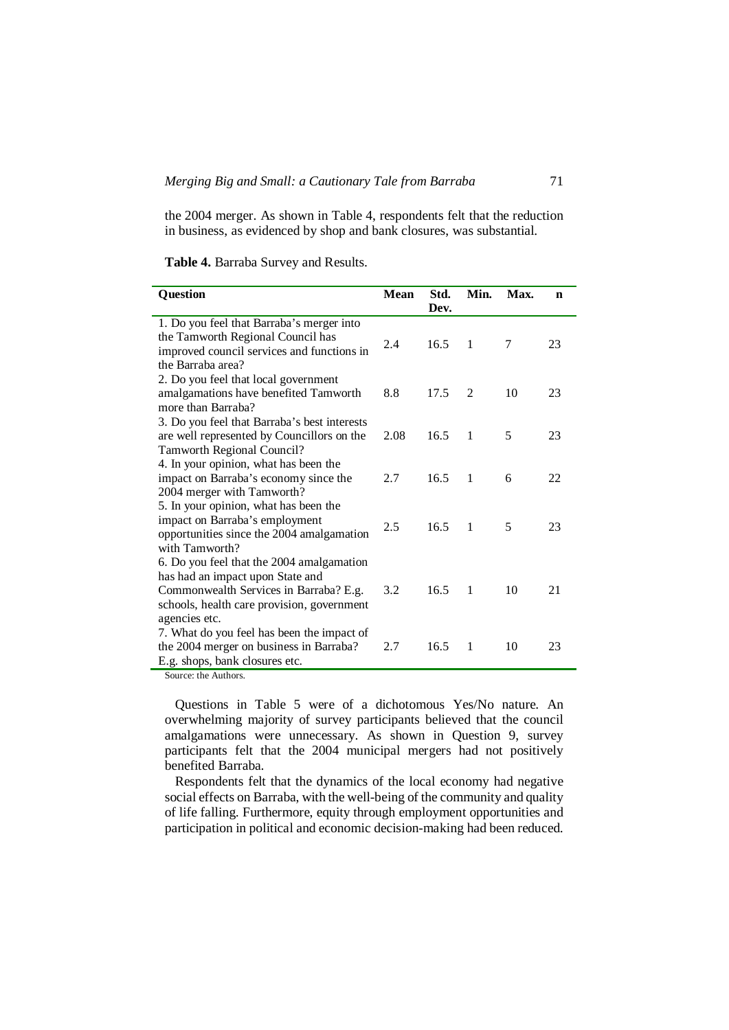the 2004 merger. As shown in Table 4, respondents felt that the reduction in business, as evidenced by shop and bank closures, was substantial.

**Table 4.** Barraba Survey and Results.

| Question | Mean | Std. Dev. | Min. | Max. | n |
|---|---|---|---|---|---|
| 1. Do you feel that Barraba's merger into the Tamworth Regional Council has improved council services and functions in the Barraba area? | 2.4 | 16.5 | 1 | 7 | 23 |
| 2. Do you feel that local government amalgamations have benefited Tamworth more than Barraba? | 8.8 | 17.5 | 2 | 10 | 23 |
| 3. Do you feel that Barraba's best interests are well represented by Councillors on the Tamworth Regional Council? | 2.08 | 16.5 | 1 | 5 | 23 |
| 4. In your opinion, what has been the impact on Barraba's economy since the 2004 merger with Tamworth? | 2.7 | 16.5 | 1 | 6 | 22 |
| 5. In your opinion, what has been the impact on Barraba's employment opportunities since the 2004 amalgamation with Tamworth? | 2.5 | 16.5 | 1 | 5 | 23 |
| 6. Do you feel that the 2004 amalgamation has had an impact upon State and Commonwealth Services in Barraba? E.g. schools, health care provision, government agencies etc. | 3.2 | 16.5 | 1 | 10 | 21 |
| 7. What do you feel has been the impact of the 2004 merger on business in Barraba? E.g. shops, bank closures etc. | 2.7 | 16.5 | 1 | 10 | 23 |

Source: the Authors.

Questions in Table 5 were of a dichotomous Yes/No nature. An overwhelming majority of survey participants believed that the council amalgamations were unnecessary. As shown in Question 9, survey participants felt that the 2004 municipal mergers had not positively benefited Barraba.

Respondents felt that the dynamics of the local economy had negative social effects on Barraba, with the well-being of the community and quality of life falling. Furthermore, equity through employment opportunities and participation in political and economic decision-making had been reduced.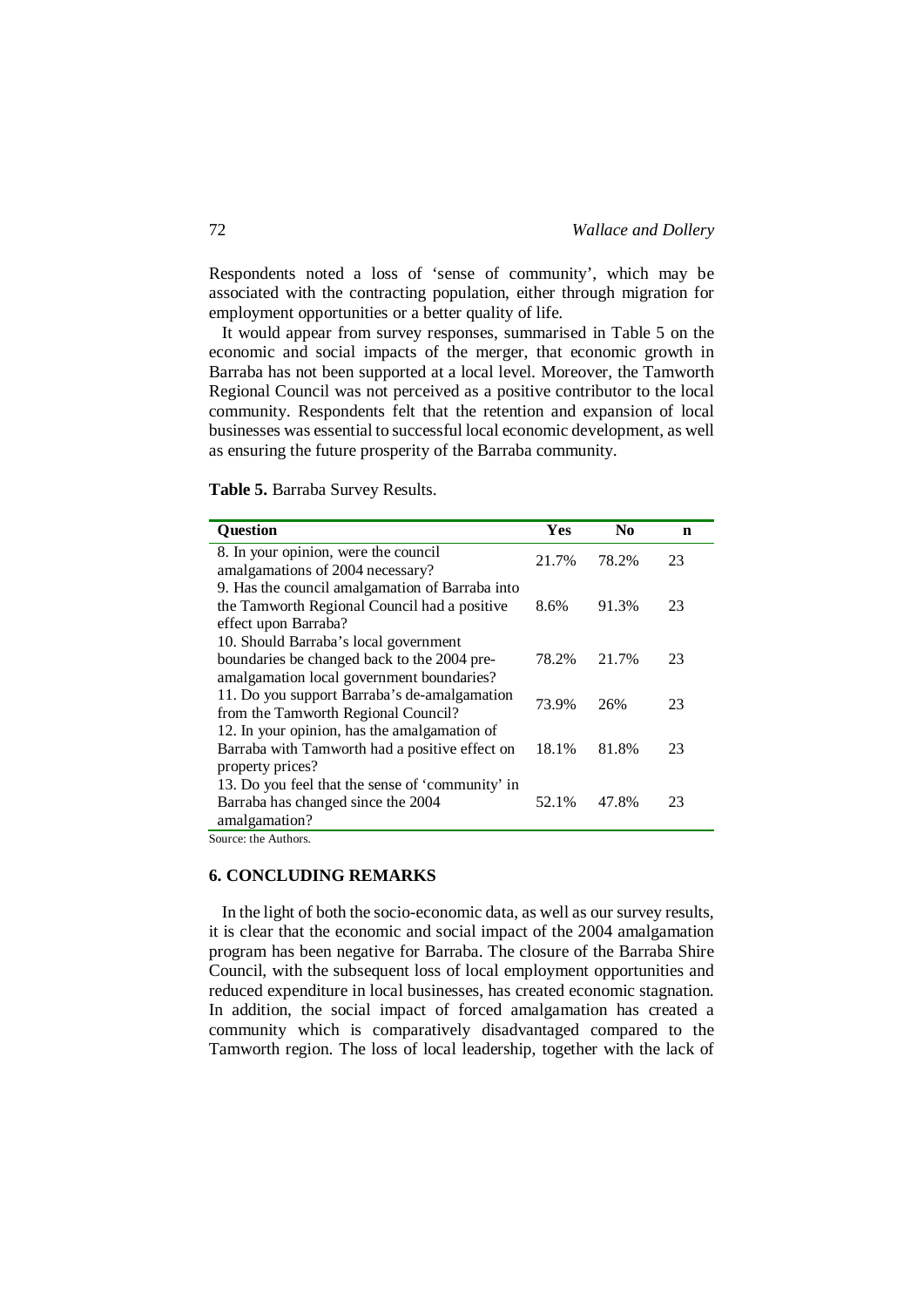Respondents noted a loss of 'sense of community', which may be associated with the contracting population, either through migration for employment opportunities or a better quality of life.

It would appear from survey responses, summarised in Table 5 on the economic and social impacts of the merger, that economic growth in Barraba has not been supported at a local level. Moreover, the Tamworth Regional Council was not perceived as a positive contributor to the local community. Respondents felt that the retention and expansion of local businesses was essential to successful local economic development, as well as ensuring the future prosperity of the Barraba community.

**Table 5.** Barraba Survey Results.

| Question | Yes | No | n |
|---|---|---|---|
| 8. In your opinion, were the council amalgamations of 2004 necessary? | 21.7% | 78.2% | 23 |
| 9. Has the council amalgamation of Barraba into the Tamworth Regional Council had a positive effect upon Barraba? | 8.6% | 91.3% | 23 |
| 10. Should Barraba's local government boundaries be changed back to the 2004 pre-amalgamation local government boundaries? | 78.2% | 21.7% | 23 |
| 11. Do you support Barraba's de-amalgamation from the Tamworth Regional Council? | 73.9% | 26% | 23 |
| 12. In your opinion, has the amalgamation of Barraba with Tamworth had a positive effect on property prices? | 18.1% | 81.8% | 23 |
| 13. Do you feel that the sense of 'community' in Barraba has changed since the 2004 amalgamation? | 52.1% | 47.8% | 23 |

Source: the Authors.

## 6. CONCLUDING REMARKS

In the light of both the socio-economic data, as well as our survey results, it is clear that the economic and social impact of the 2004 amalgamation program has been negative for Barraba. The closure of the Barraba Shire Council, with the subsequent loss of local employment opportunities and reduced expenditure in local businesses, has created economic stagnation. In addition, the social impact of forced amalgamation has created a community which is comparatively disadvantaged compared to the Tamworth region. The loss of local leadership, together with the lack of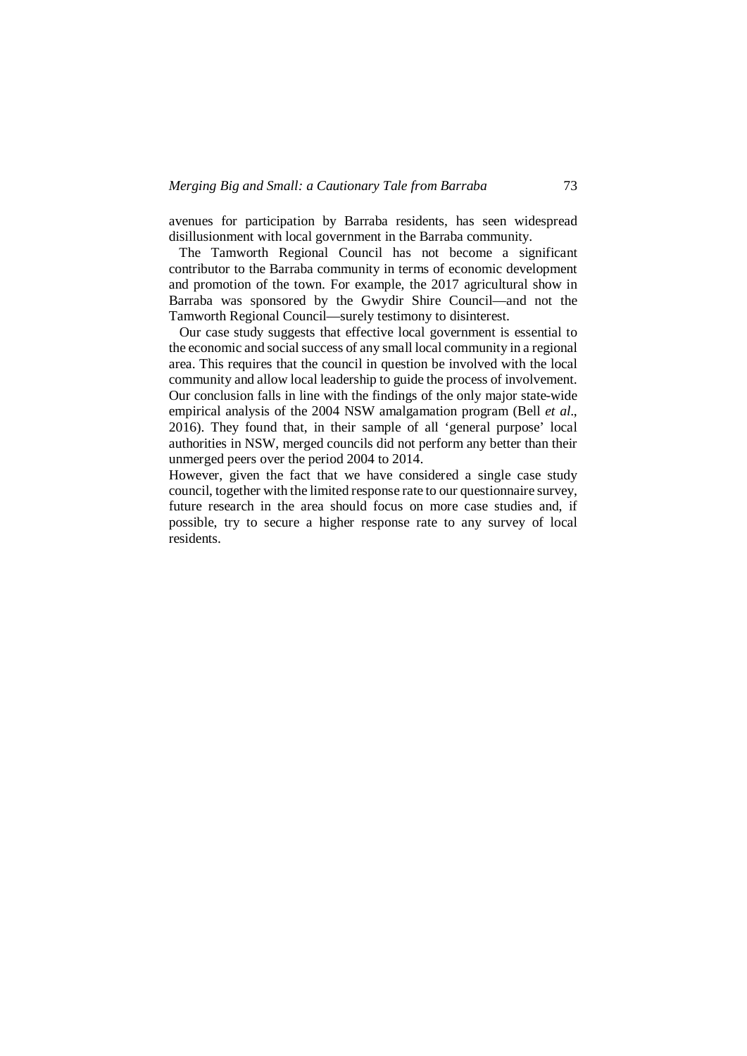avenues for participation by Barraba residents, has seen widespread disillusionment with local government in the Barraba community.

The Tamworth Regional Council has not become a significant contributor to the Barraba community in terms of economic development and promotion of the town. For example, the 2017 agricultural show in Barraba was sponsored by the Gwydir Shire Council—and not the Tamworth Regional Council—surely testimony to disinterest.

Our case study suggests that effective local government is essential to the economic and social success of any small local community in a regional area. This requires that the council in question be involved with the local community and allow local leadership to guide the process of involvement. Our conclusion falls in line with the findings of the only major state-wide empirical analysis of the 2004 NSW amalgamation program (Bell *et al*., 2016). They found that, in their sample of all 'general purpose' local authorities in NSW, merged councils did not perform any better than their unmerged peers over the period 2004 to 2014.

However, given the fact that we have considered a single case study council, together with the limited response rate to our questionnaire survey, future research in the area should focus on more case studies and, if possible, try to secure a higher response rate to any survey of local residents.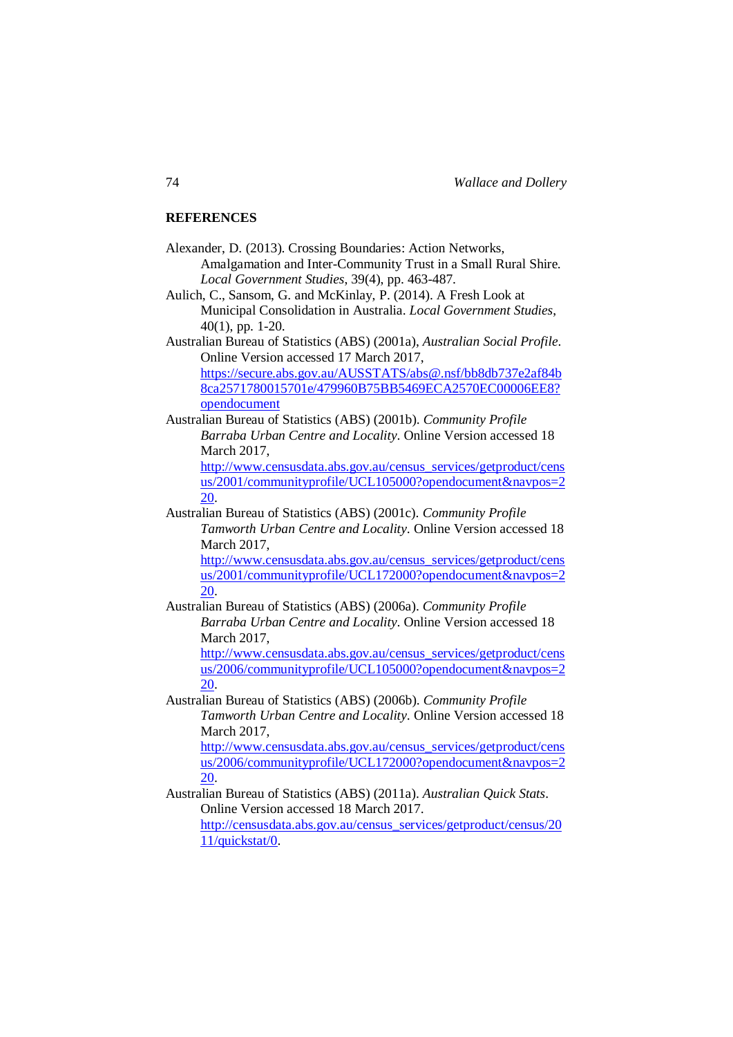## REFERENCES

Alexander, D. (2013). Crossing Boundaries: Action Networks, Amalgamation and Inter-Community Trust in a Small Rural Shire. *Local Government Studies*, 39(4), pp. 463-487.

Aulich, C., Sansom, G. and McKinlay, P. (2014). A Fresh Look at Municipal Consolidation in Australia. *Local Government Studies*, 40(1), pp. 1-20.

Australian Bureau of Statistics (ABS) (2001a), *Australian Social Profile*. Online Version accessed 17 March 2017, https://secure.abs.gov.au/AUSSTATS/abs@.nsf/bb8db737e2af84b8ca2571780015701e/479960B75BB5469ECA2570EC00006EE8?opendocument

Australian Bureau of Statistics (ABS) (2001b). *Community Profile Barraba Urban Centre and Locality*. Online Version accessed 18 March 2017, http://www.censusdata.abs.gov.au/census_services/getproduct/census/2001/communityprofile/UCL105000?opendocument&navpos=220.

Australian Bureau of Statistics (ABS) (2001c). *Community Profile Tamworth Urban Centre and Locality*. Online Version accessed 18 March 2017, http://www.censusdata.abs.gov.au/census_services/getproduct/census/2001/communityprofile/UCL172000?opendocument&navpos=220.

Australian Bureau of Statistics (ABS) (2006a). *Community Profile Barraba Urban Centre and Locality*. Online Version accessed 18 March 2017, http://www.censusdata.abs.gov.au/census_services/getproduct/census/2006/communityprofile/UCL105000?opendocument&navpos=220.

Australian Bureau of Statistics (ABS) (2006b). *Community Profile Tamworth Urban Centre and Locality*. Online Version accessed 18 March 2017, http://www.censusdata.abs.gov.au/census_services/getproduct/census/2006/communityprofile/UCL172000?opendocument&navpos=220.

Australian Bureau of Statistics (ABS) (2011a). *Australian Quick Stats*. Online Version accessed 18 March 2017. http://censusdata.abs.gov.au/census_services/getproduct/census/2011/quickstat/0.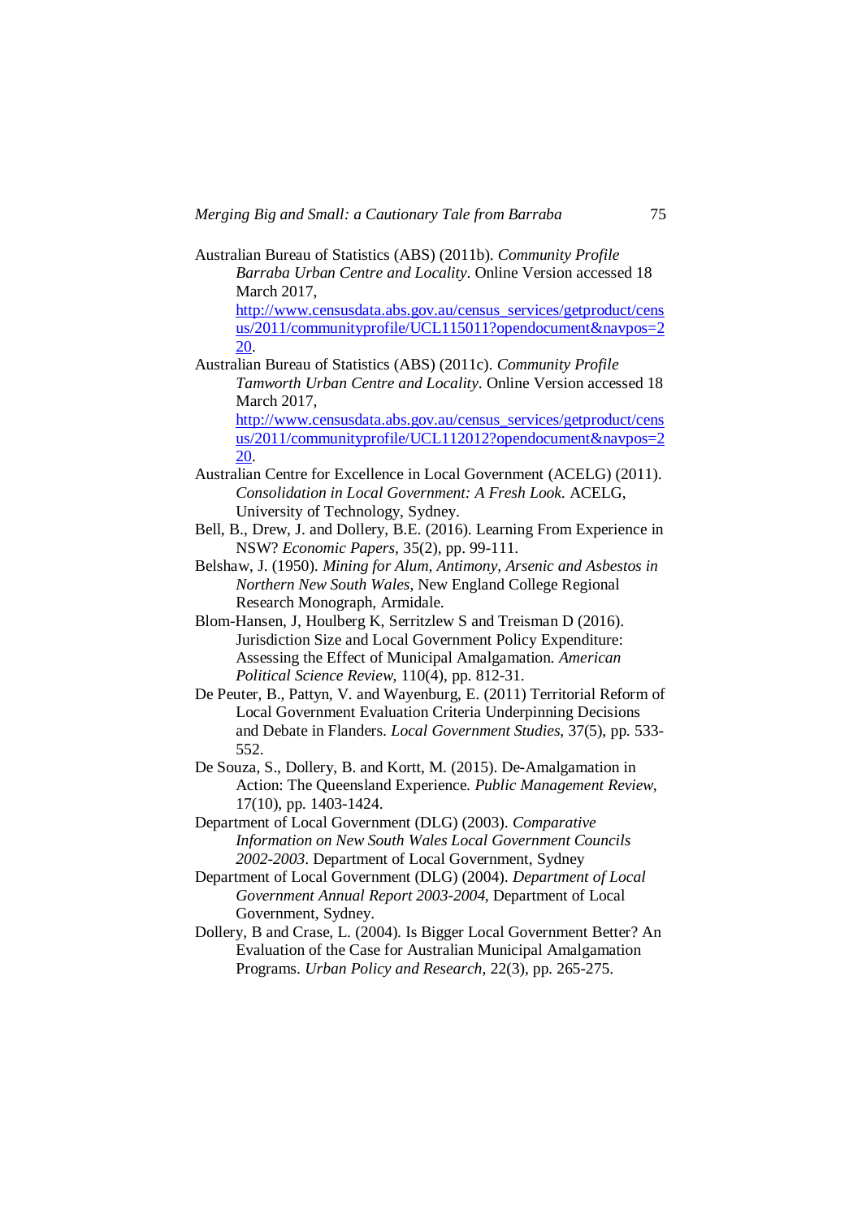Australian Bureau of Statistics (ABS) (2011b). *Community Profile Barraba Urban Centre and Locality*. Online Version accessed 18 March 2017, http://www.censusdata.abs.gov.au/census_services/getproduct/census/2011/communityprofile/UCL115011?opendocument&navpos=220.

Australian Bureau of Statistics (ABS) (2011c). *Community Profile Tamworth Urban Centre and Locality*. Online Version accessed 18 March 2017, http://www.censusdata.abs.gov.au/census_services/getproduct/census/2011/communityprofile/UCL112012?opendocument&navpos=220.

Australian Centre for Excellence in Local Government (ACELG) (2011). *Consolidation in Local Government: A Fresh Look.* ACELG, University of Technology, Sydney.

Bell, B., Drew, J. and Dollery, B.E. (2016). Learning From Experience in NSW? *Economic Papers*, 35(2), pp. 99-111.

Belshaw, J. (1950). *Mining for Alum, Antimony, Arsenic and Asbestos in Northern New South Wales*, New England College Regional Research Monograph, Armidale.

Blom-Hansen, J, Houlberg K, Serritzlew S and Treisman D (2016). Jurisdiction Size and Local Government Policy Expenditure: Assessing the Effect of Municipal Amalgamation. *American Political Science Review*, 110(4), pp. 812-31.

De Peuter, B., Pattyn, V. and Wayenburg, E. (2011) Territorial Reform of Local Government Evaluation Criteria Underpinning Decisions and Debate in Flanders. *Local Government Studies*, 37(5), pp. 533-552.

De Souza, S., Dollery, B. and Kortt, M. (2015). De-Amalgamation in Action: The Queensland Experience. *Public Management Review*, 17(10), pp. 1403-1424.

Department of Local Government (DLG) (2003). *Comparative Information on New South Wales Local Government Councils 2002-2003*. Department of Local Government, Sydney

Department of Local Government (DLG) (2004). *Department of Local Government Annual Report 2003-2004*, Department of Local Government, Sydney.

Dollery, B and Crase, L. (2004). Is Bigger Local Government Better? An Evaluation of the Case for Australian Municipal Amalgamation Programs. *Urban Policy and Research*, 22(3), pp. 265-275.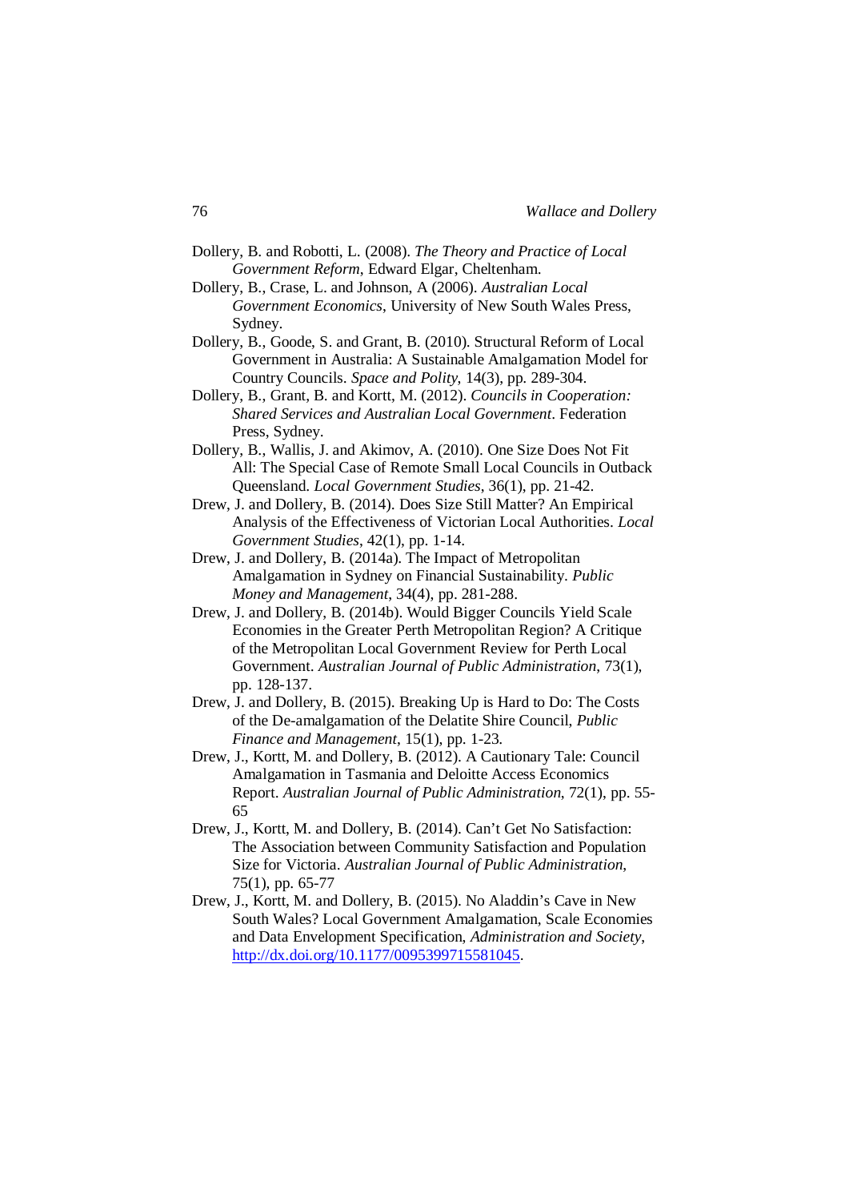Dollery, B. and Robotti, L. (2008). *The Theory and Practice of Local Government Reform*, Edward Elgar, Cheltenham.

Dollery, B., Crase, L. and Johnson, A (2006). *Australian Local Government Economics*, University of New South Wales Press, Sydney.

Dollery, B., Goode, S. and Grant, B. (2010). Structural Reform of Local Government in Australia: A Sustainable Amalgamation Model for Country Councils. *Space and Polity*, 14(3), pp. 289-304.

Dollery, B., Grant, B. and Kortt, M. (2012). *Councils in Cooperation: Shared Services and Australian Local Government*. Federation Press, Sydney.

Dollery, B., Wallis, J. and Akimov, A. (2010). One Size Does Not Fit All: The Special Case of Remote Small Local Councils in Outback Queensland. *Local Government Studies*, 36(1), pp. 21-42.

Drew, J. and Dollery, B. (2014). Does Size Still Matter? An Empirical Analysis of the Effectiveness of Victorian Local Authorities. *Local Government Studies*, 42(1), pp. 1-14.

Drew, J. and Dollery, B. (2014a). The Impact of Metropolitan Amalgamation in Sydney on Financial Sustainability. *Public Money and Management*, 34(4), pp. 281-288.

Drew, J. and Dollery, B. (2014b). Would Bigger Councils Yield Scale Economies in the Greater Perth Metropolitan Region? A Critique of the Metropolitan Local Government Review for Perth Local Government. *Australian Journal of Public Administration*, 73(1), pp. 128-137.

Drew, J. and Dollery, B. (2015). Breaking Up is Hard to Do: The Costs of the De-amalgamation of the Delatite Shire Council, *Public Finance and Management*, 15(1), pp. 1-23.

Drew, J., Kortt, M. and Dollery, B. (2012). A Cautionary Tale: Council Amalgamation in Tasmania and Deloitte Access Economics Report. *Australian Journal of Public Administration*, 72(1), pp. 55-65

Drew, J., Kortt, M. and Dollery, B. (2014). Can't Get No Satisfaction: The Association between Community Satisfaction and Population Size for Victoria. *Australian Journal of Public Administration*, 75(1), pp. 65-77

Drew, J., Kortt, M. and Dollery, B. (2015). No Aladdin's Cave in New South Wales? Local Government Amalgamation, Scale Economies and Data Envelopment Specification, *Administration and Society*, http://dx.doi.org/10.1177/0095399715581045.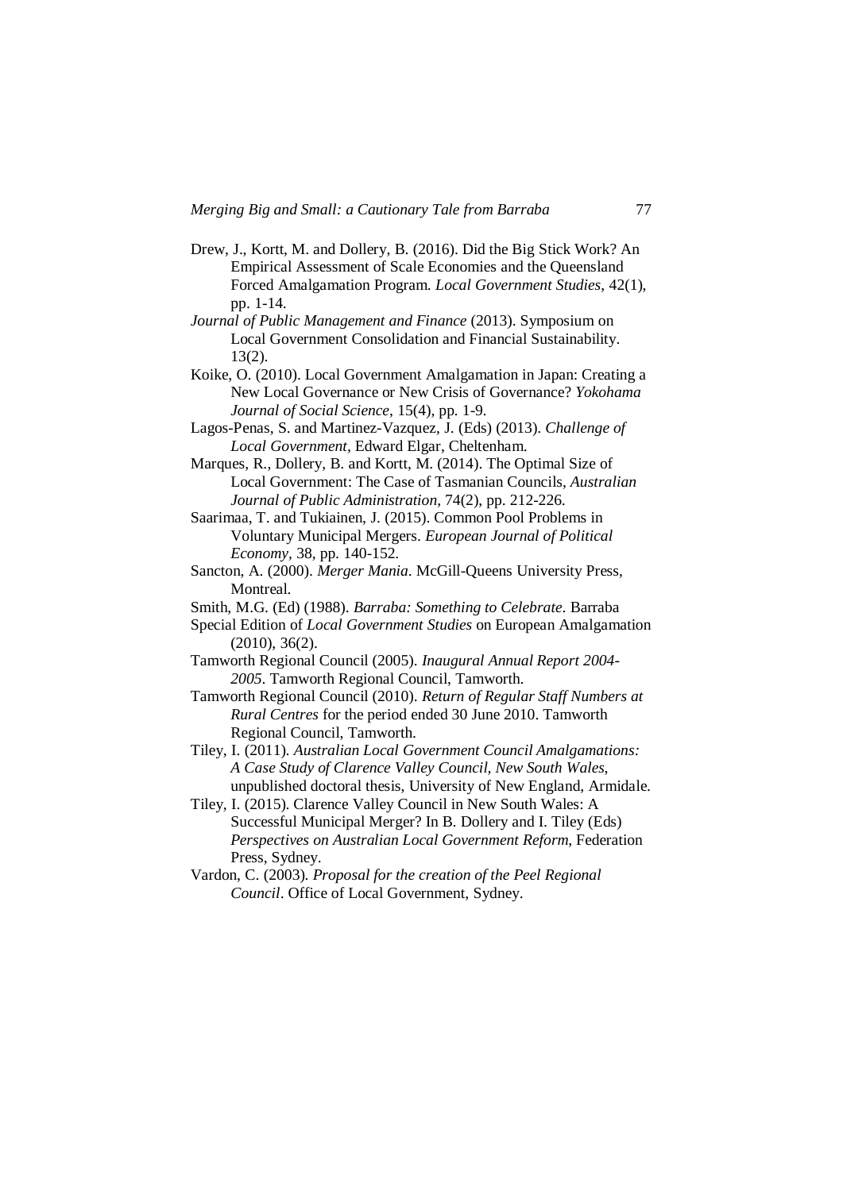Drew, J., Kortt, M. and Dollery, B. (2016). Did the Big Stick Work? An Empirical Assessment of Scale Economies and the Queensland Forced Amalgamation Program. *Local Government Studies*, 42(1), pp. 1-14.

*Journal of Public Management and Finance* (2013). Symposium on Local Government Consolidation and Financial Sustainability. 13(2).

Koike, O. (2010). Local Government Amalgamation in Japan: Creating a New Local Governance or New Crisis of Governance? *Yokohama Journal of Social Science*, 15(4), pp. 1-9.

Lagos-Penas, S. and Martinez-Vazquez, J. (Eds) (2013). *Challenge of Local Government*, Edward Elgar, Cheltenham.

Marques, R., Dollery, B. and Kortt, M. (2014). The Optimal Size of Local Government: The Case of Tasmanian Councils, *Australian Journal of Public Administration*, 74(2), pp. 212-226.

Saarimaa, T. and Tukiainen, J. (2015). Common Pool Problems in Voluntary Municipal Mergers. *European Journal of Political Economy*, 38, pp. 140-152.

Sancton, A. (2000). *Merger Mania*. McGill-Queens University Press, Montreal.

Smith, M.G. (Ed) (1988). *Barraba: Something to Celebrate*. Barraba

Special Edition of *Local Government Studies* on European Amalgamation (2010), 36(2).

Tamworth Regional Council (2005). *Inaugural Annual Report 2004-2005*. Tamworth Regional Council, Tamworth.

Tamworth Regional Council (2010). *Return of Regular Staff Numbers at Rural Centres* for the period ended 30 June 2010. Tamworth Regional Council, Tamworth.

Tiley, I. (2011). *Australian Local Government Council Amalgamations: A Case Study of Clarence Valley Council, New South Wales*, unpublished doctoral thesis, University of New England, Armidale.

Tiley, I. (2015). Clarence Valley Council in New South Wales: A Successful Municipal Merger? In B. Dollery and I. Tiley (Eds) *Perspectives on Australian Local Government Reform*, Federation Press, Sydney.

Vardon, C. (2003). *Proposal for the creation of the Peel Regional Council*. Office of Local Government, Sydney.